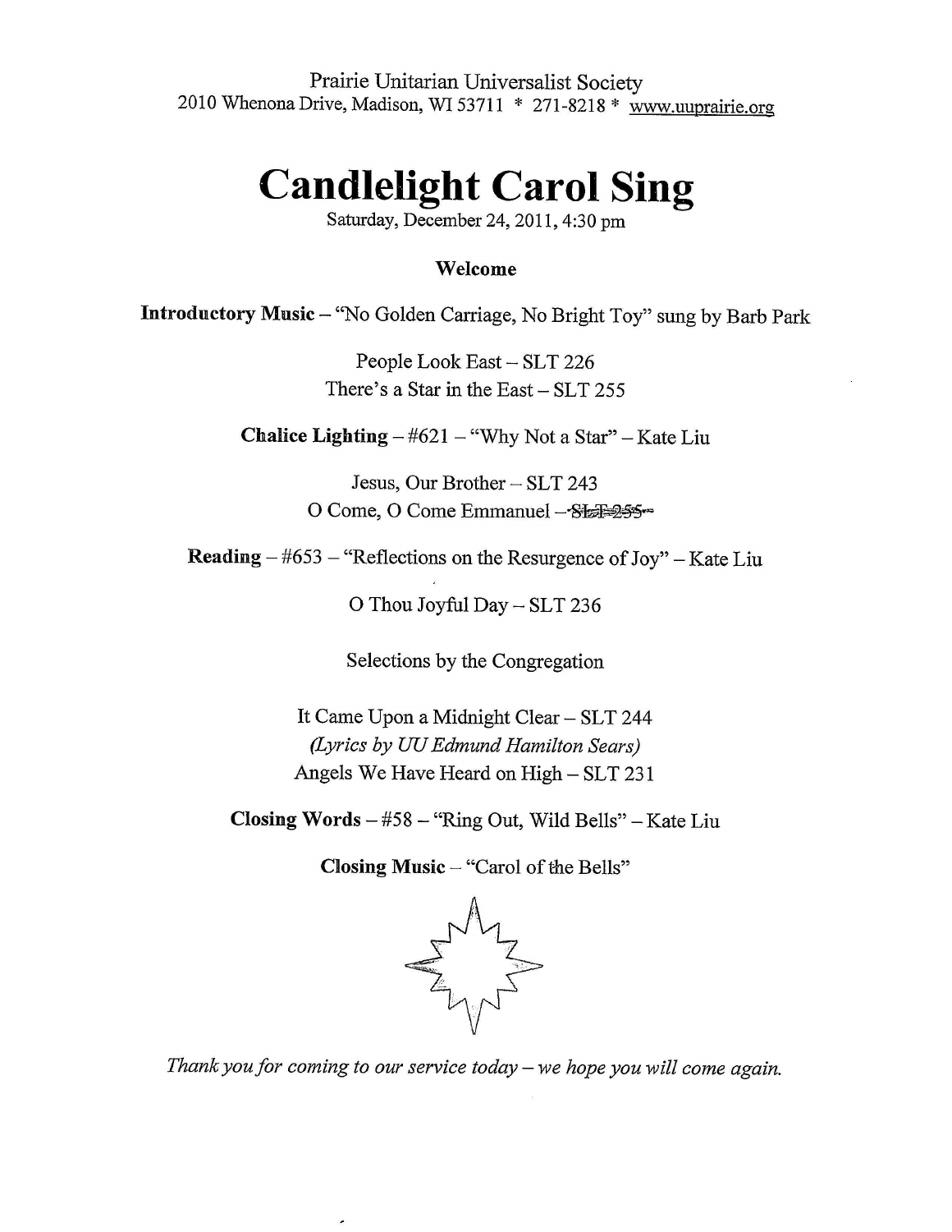Prairie Unitarian Universalist Society
2010 Whenona Drive, Madison, WI 53711 * 271-8218 * www.uuprairie.org

# Candlelight Carol Sing

Saturday, December 24, 2011, 4:30 pm

**Welcome**

**Introductory Music** – "No Golden Carriage, No Bright Toy" sung by Barb Park

People Look East – SLT 226
There's a Star in the East – SLT 255

**Chalice Lighting** – #621 – "Why Not a Star" – Kate Liu

Jesus, Our Brother – SLT 243
O Come, O Come Emmanuel – ~~SLT 255~~

**Reading** – #653 – "Reflections on the Resurgence of Joy" – Kate Liu

O Thou Joyful Day – SLT 236

Selections by the Congregation

It Came Upon a Midnight Clear – SLT 244
*(Lyrics by UU Edmund Hamilton Sears)*
Angels We Have Heard on High – SLT 231

**Closing Words** – #58 – "Ring Out, Wild Bells" – Kate Liu

**Closing Music** – "Carol of the Bells"

*Thank you for coming to our service today – we hope you will come again.*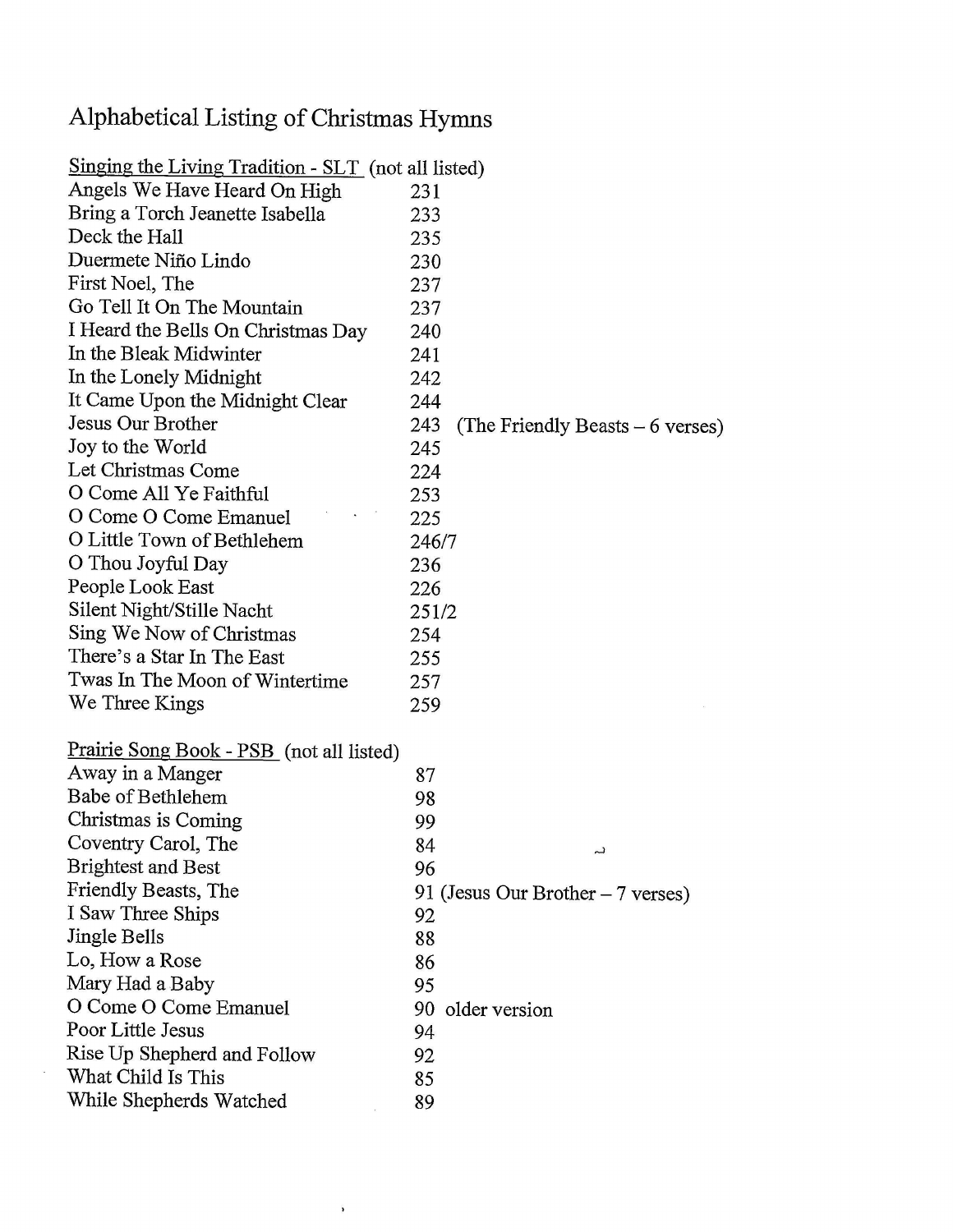# Alphabetical Listing of Christmas Hymns

Singing the Living Tradition - SLT (not all listed)

| | | |
|---|---|---|
| Angels We Have Heard On High | 231 | |
| Bring a Torch Jeanette Isabella | 233 | |
| Deck the Hall | 235 | |
| Duermete Niño Lindo | 230 | |
| First Noel, The | 237 | |
| Go Tell It On The Mountain | 237 | |
| I Heard the Bells On Christmas Day | 240 | |
| In the Bleak Midwinter | 241 | |
| In the Lonely Midnight | 242 | |
| It Came Upon the Midnight Clear | 244 | |
| Jesus Our Brother | 243 | (The Friendly Beasts – 6 verses) |
| Joy to the World | 245 | |
| Let Christmas Come | 224 | |
| O Come All Ye Faithful | 253 | |
| O Come O Come Emanuel | 225 | |
| O Little Town of Bethlehem | 246/7 | |
| O Thou Joyful Day | 236 | |
| People Look East | 226 | |
| Silent Night/Stille Nacht | 251/2 | |
| Sing We Now of Christmas | 254 | |
| There's a Star In The East | 255 | |
| Twas In The Moon of Wintertime | 257 | |
| We Three Kings | 259 | |

Prairie Song Book - PSB (not all listed)

| | | |
|---|---|---|
| Away in a Manger | 87 | |
| Babe of Bethlehem | 98 | |
| Christmas is Coming | 99 | |
| Coventry Carol, The | 84 | |
| Brightest and Best | 96 | |
| Friendly Beasts, The | 91 | (Jesus Our Brother – 7 verses) |
| I Saw Three Ships | 92 | |
| Jingle Bells | 88 | |
| Lo, How a Rose | 86 | |
| Mary Had a Baby | 95 | |
| O Come O Come Emanuel | 90 | older version |
| Poor Little Jesus | 94 | |
| Rise Up Shepherd and Follow | 92 | |
| What Child Is This | 85 | |
| While Shepherds Watched | 89 | |